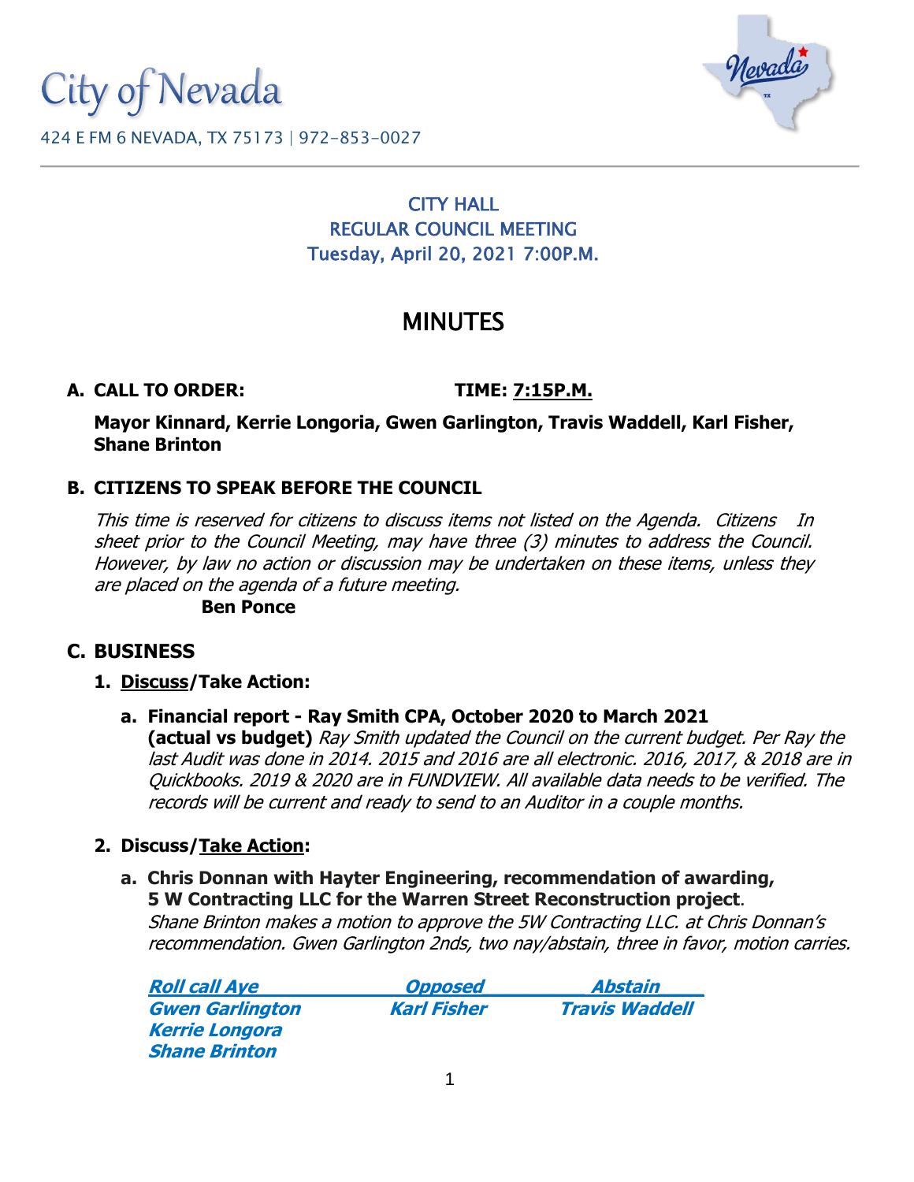City of Nevada

424 E FM 6 NEVADA, TX 75173 | 972-853-0027

CITY HALL
REGULAR COUNCIL MEETING
Tuesday, April 20, 2021 7:00P.M.

# MINUTES

**A. CALL TO ORDER:** **TIME: 7:15P.M.**

**Mayor Kinnard, Kerrie Longoria, Gwen Garlington, Travis Waddell, Karl Fisher, Shane Brinton**

**B. CITIZENS TO SPEAK BEFORE THE COUNCIL**

*This time is reserved for citizens to discuss items not listed on the Agenda. Citizens In sheet prior to the Council Meeting, may have three (3) minutes to address the Council. However, by law no action or discussion may be undertaken on these items, unless they are placed on the agenda of a future meeting.*

**Ben Ponce**

## C. BUSINESS

**1. Discuss/Take Action:**

**a. Financial report - Ray Smith CPA, October 2020 to March 2021 (actual vs budget)** *Ray Smith updated the Council on the current budget. Per Ray the last Audit was done in 2014. 2015 and 2016 are all electronic. 2016, 2017, & 2018 are in Quickbooks. 2019 & 2020 are in FUNDVIEW. All available data needs to be verified. The records will be current and ready to send to an Auditor in a couple months.*

**2. Discuss/Take Action:**

**a. Chris Donnan with Hayter Engineering, recommendation of awarding, 5 W Contracting LLC for the Warren Street Reconstruction project**.
*Shane Brinton makes a motion to approve the 5W Contracting LLC. at Chris Donnan's recommendation. Gwen Garlington 2nds, two nay/abstain, three in favor, motion carries.*

| Roll call Aye | Opposed | Abstain |
|---|---|---|
| Gwen Garlington | Karl Fisher | Travis Waddell |
| Kerrie Longora | | |
| Shane Brinton | | |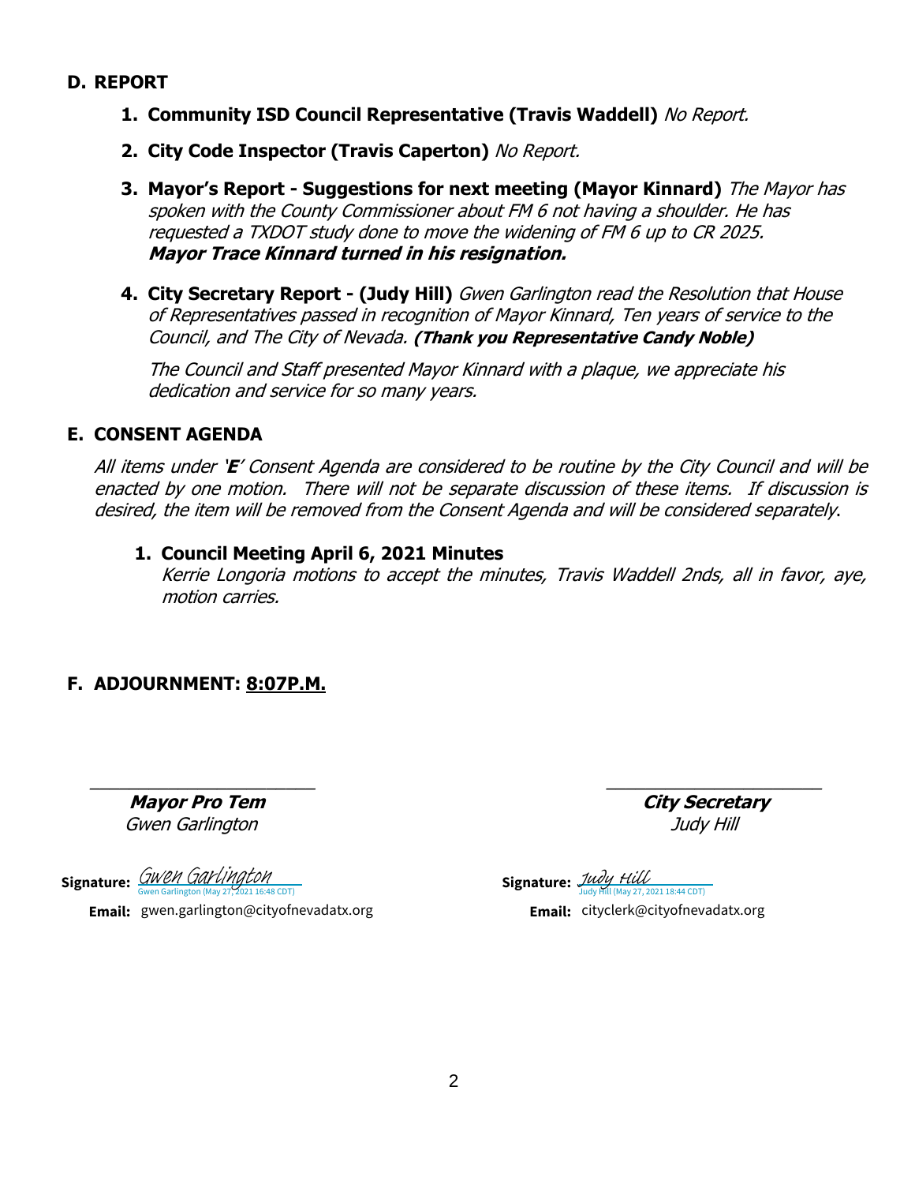## D. REPORT

1. **Community ISD Council Representative (Travis Waddell)** *No Report.*

2. **City Code Inspector (Travis Caperton)** *No Report.*

3. **Mayor's Report - Suggestions for next meeting (Mayor Kinnard)** *The Mayor has spoken with the County Commissioner about FM 6 not having a shoulder. He has requested a TXDOT study done to move the widening of FM 6 up to CR 2025.* ***Mayor Trace Kinnard turned in his resignation.***

4. **City Secretary Report - (Judy Hill)** *Gwen Garlington read the Resolution that House of Representatives passed in recognition of Mayor Kinnard, Ten years of service to the Council, and The City of Nevada.* ***(Thank you Representative Candy Noble)***

   *The Council and Staff presented Mayor Kinnard with a plaque, we appreciate his dedication and service for so many years.*

## E. CONSENT AGENDA

*All items under '**E**' Consent Agenda are considered to be routine by the City Council and will be enacted by one motion. There will not be separate discussion of these items. If discussion is desired, the item will be removed from the Consent Agenda and will be considered separately.*

1. **Council Meeting April 6, 2021 Minutes**
   *Kerrie Longoria motions to accept the minutes, Travis Waddell 2nds, all in favor, aye, motion carries.*

## F. ADJOURNMENT: 8:07P.M.

______________________

***Mayor Pro Tem***
*Gwen Garlington*

**Signature:** Gwen Garlington
Gwen Garlington (May 27, 2021 16:48 CDT)
**Email:** gwen.garlington@cityofnevadatx.org

______________________

***City Secretary***
*Judy Hill*

**Signature:** Judy Hill
Judy Hill (May 27, 2021 18:44 CDT)
**Email:** cityclerk@cityofnevadatx.org